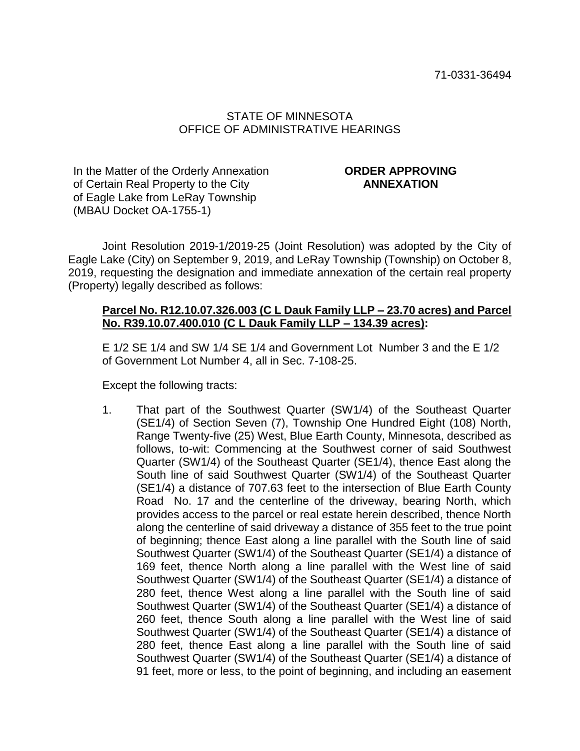71-0331-36494

STATE OF MINNESOTA
OFFICE OF ADMINISTRATIVE HEARINGS

In the Matter of the Orderly Annexation of Certain Real Property to the City of Eagle Lake from LeRay Township (MBAU Docket OA-1755-1)

**ORDER APPROVING ANNEXATION**

Joint Resolution 2019-1/2019-25 (Joint Resolution) was adopted by the City of Eagle Lake (City) on September 9, 2019, and LeRay Township (Township) on October 8, 2019, requesting the designation and immediate annexation of the certain real property (Property) legally described as follows:

**Parcel No. R12.10.07.326.003 (C L Dauk Family LLP – 23.70 acres) and Parcel No. R39.10.07.400.010 (C L Dauk Family LLP – 134.39 acres):**

E 1/2 SE 1/4 and SW 1/4 SE 1/4 and Government Lot Number 3 and the E 1/2 of Government Lot Number 4, all in Sec. 7-108-25.

Except the following tracts:

1. That part of the Southwest Quarter (SW1/4) of the Southeast Quarter (SE1/4) of Section Seven (7), Township One Hundred Eight (108) North, Range Twenty-five (25) West, Blue Earth County, Minnesota, described as follows, to-wit: Commencing at the Southwest corner of said Southwest Quarter (SW1/4) of the Southeast Quarter (SE1/4), thence East along the South line of said Southwest Quarter (SW1/4) of the Southeast Quarter (SE1/4) a distance of 707.63 feet to the intersection of Blue Earth County Road No. 17 and the centerline of the driveway, bearing North, which provides access to the parcel or real estate herein described, thence North along the centerline of said driveway a distance of 355 feet to the true point of beginning; thence East along a line parallel with the South line of said Southwest Quarter (SW1/4) of the Southeast Quarter (SE1/4) a distance of 169 feet, thence North along a line parallel with the West line of said Southwest Quarter (SW1/4) of the Southeast Quarter (SE1/4) a distance of 280 feet, thence West along a line parallel with the South line of said Southwest Quarter (SW1/4) of the Southeast Quarter (SE1/4) a distance of 260 feet, thence South along a line parallel with the West line of said Southwest Quarter (SW1/4) of the Southeast Quarter (SE1/4) a distance of 280 feet, thence East along a line parallel with the South line of said Southwest Quarter (SW1/4) of the Southeast Quarter (SE1/4) a distance of 91 feet, more or less, to the point of beginning, and including an easement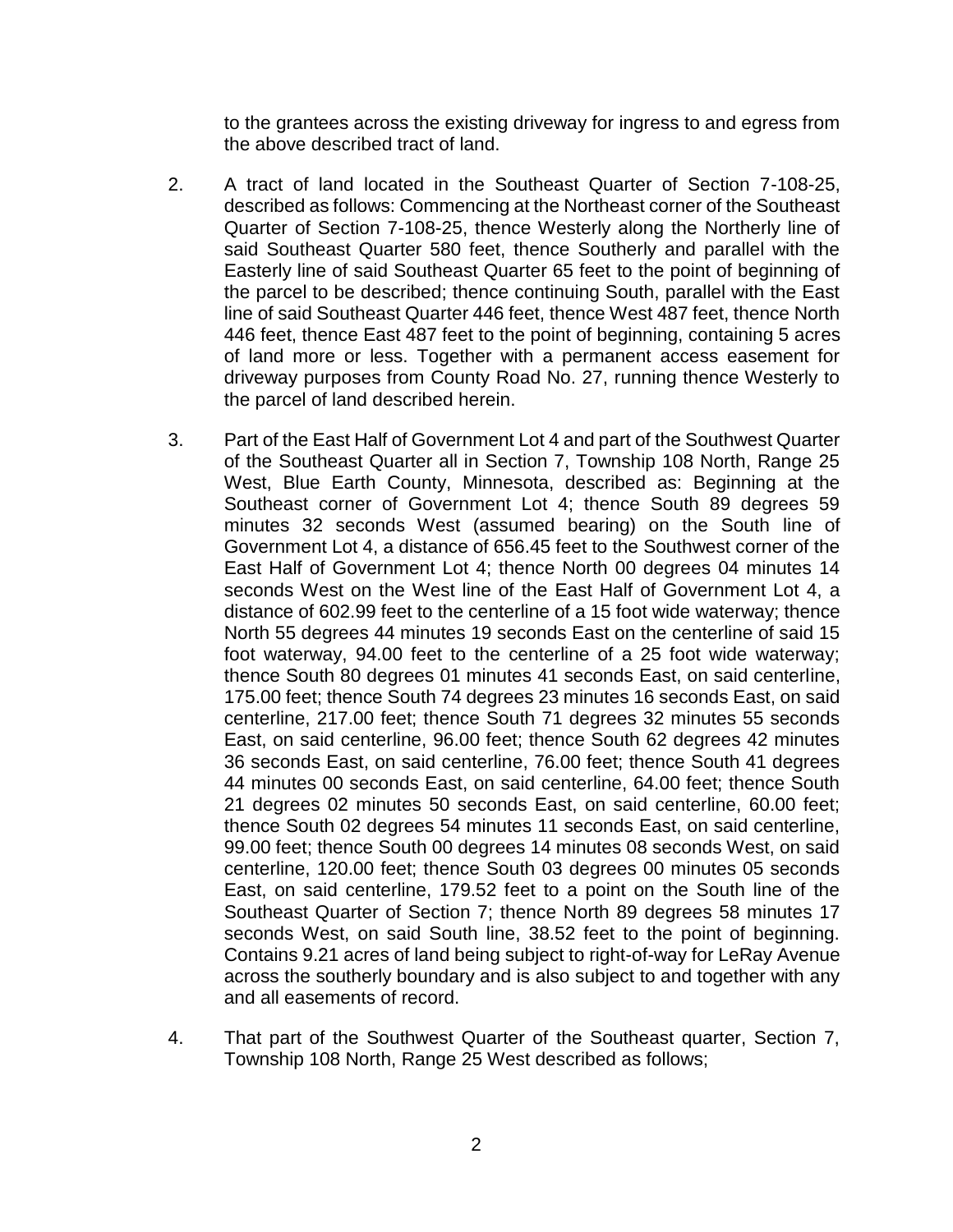to the grantees across the existing driveway for ingress to and egress from the above described tract of land.

2. A tract of land located in the Southeast Quarter of Section 7-108-25, described as follows: Commencing at the Northeast corner of the Southeast Quarter of Section 7-108-25, thence Westerly along the Northerly line of said Southeast Quarter 580 feet, thence Southerly and parallel with the Easterly line of said Southeast Quarter 65 feet to the point of beginning of the parcel to be described; thence continuing South, parallel with the East line of said Southeast Quarter 446 feet, thence West 487 feet, thence North 446 feet, thence East 487 feet to the point of beginning, containing 5 acres of land more or less. Together with a permanent access easement for driveway purposes from County Road No. 27, running thence Westerly to the parcel of land described herein.

3. Part of the East Half of Government Lot 4 and part of the Southwest Quarter of the Southeast Quarter all in Section 7, Township 108 North, Range 25 West, Blue Earth County, Minnesota, described as: Beginning at the Southeast corner of Government Lot 4; thence South 89 degrees 59 minutes 32 seconds West (assumed bearing) on the South line of Government Lot 4, a distance of 656.45 feet to the Southwest corner of the East Half of Government Lot 4; thence North 00 degrees 04 minutes 14 seconds West on the West line of the East Half of Government Lot 4, a distance of 602.99 feet to the centerline of a 15 foot wide waterway; thence North 55 degrees 44 minutes 19 seconds East on the centerline of said 15 foot waterway, 94.00 feet to the centerline of a 25 foot wide waterway; thence South 80 degrees 01 minutes 41 seconds East, on said centerline, 175.00 feet; thence South 74 degrees 23 minutes 16 seconds East, on said centerline, 217.00 feet; thence South 71 degrees 32 minutes 55 seconds East, on said centerline, 96.00 feet; thence South 62 degrees 42 minutes 36 seconds East, on said centerline, 76.00 feet; thence South 41 degrees 44 minutes 00 seconds East, on said centerline, 64.00 feet; thence South 21 degrees 02 minutes 50 seconds East, on said centerline, 60.00 feet; thence South 02 degrees 54 minutes 11 seconds East, on said centerline, 99.00 feet; thence South 00 degrees 14 minutes 08 seconds West, on said centerline, 120.00 feet; thence South 03 degrees 00 minutes 05 seconds East, on said centerline, 179.52 feet to a point on the South line of the Southeast Quarter of Section 7; thence North 89 degrees 58 minutes 17 seconds West, on said South line, 38.52 feet to the point of beginning. Contains 9.21 acres of land being subject to right-of-way for LeRay Avenue across the southerly boundary and is also subject to and together with any and all easements of record.

4. That part of the Southwest Quarter of the Southeast quarter, Section 7, Township 108 North, Range 25 West described as follows;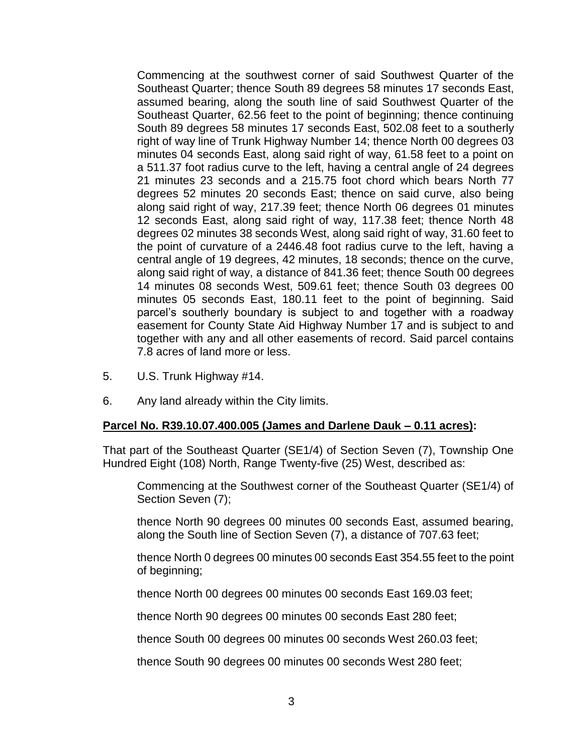Commencing at the southwest corner of said Southwest Quarter of the Southeast Quarter; thence South 89 degrees 58 minutes 17 seconds East, assumed bearing, along the south line of said Southwest Quarter of the Southeast Quarter, 62.56 feet to the point of beginning; thence continuing South 89 degrees 58 minutes 17 seconds East, 502.08 feet to a southerly right of way line of Trunk Highway Number 14; thence North 00 degrees 03 minutes 04 seconds East, along said right of way, 61.58 feet to a point on a 511.37 foot radius curve to the left, having a central angle of 24 degrees 21 minutes 23 seconds and a 215.75 foot chord which bears North 77 degrees 52 minutes 20 seconds East; thence on said curve, also being along said right of way, 217.39 feet; thence North 06 degrees 01 minutes 12 seconds East, along said right of way, 117.38 feet; thence North 48 degrees 02 minutes 38 seconds West, along said right of way, 31.60 feet to the point of curvature of a 2446.48 foot radius curve to the left, having a central angle of 19 degrees, 42 minutes, 18 seconds; thence on the curve, along said right of way, a distance of 841.36 feet; thence South 00 degrees 14 minutes 08 seconds West, 509.61 feet; thence South 03 degrees 00 minutes 05 seconds East, 180.11 feet to the point of beginning. Said parcel's southerly boundary is subject to and together with a roadway easement for County State Aid Highway Number 17 and is subject to and together with any and all other easements of record. Said parcel contains 7.8 acres of land more or less.

5. U.S. Trunk Highway #14.

6. Any land already within the City limits.

**Parcel No. R39.10.07.400.005 (James and Darlene Dauk – 0.11 acres):**

That part of the Southeast Quarter (SE1/4) of Section Seven (7), Township One Hundred Eight (108) North, Range Twenty-five (25) West, described as:

Commencing at the Southwest corner of the Southeast Quarter (SE1/4) of Section Seven (7);

thence North 90 degrees 00 minutes 00 seconds East, assumed bearing, along the South line of Section Seven (7), a distance of 707.63 feet;

thence North 0 degrees 00 minutes 00 seconds East 354.55 feet to the point of beginning;

thence North 00 degrees 00 minutes 00 seconds East 169.03 feet;

thence North 90 degrees 00 minutes 00 seconds East 280 feet;

thence South 00 degrees 00 minutes 00 seconds West 260.03 feet;

thence South 90 degrees 00 minutes 00 seconds West 280 feet;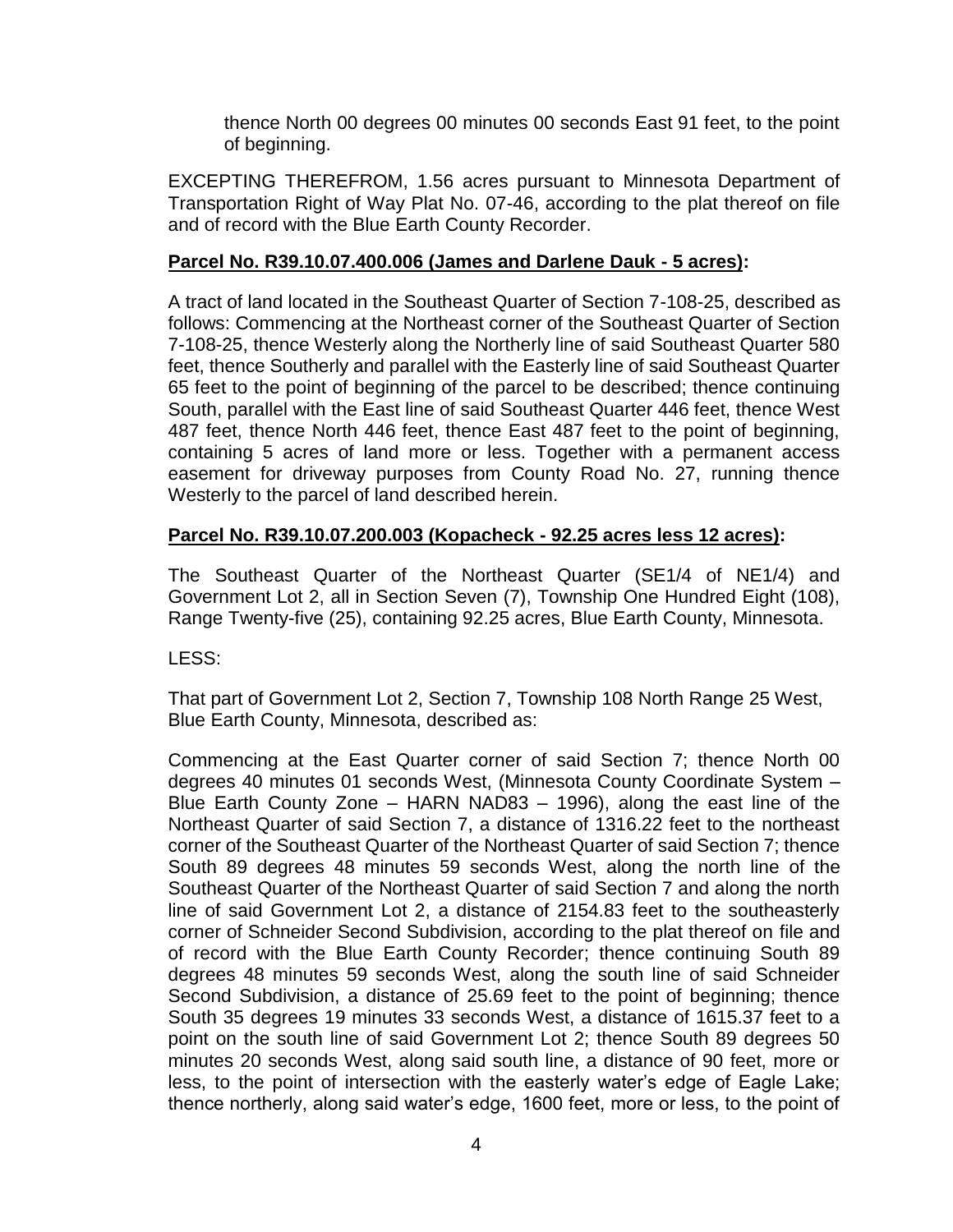thence North 00 degrees 00 minutes 00 seconds East 91 feet, to the point of beginning.

EXCEPTING THEREFROM, 1.56 acres pursuant to Minnesota Department of Transportation Right of Way Plat No. 07-46, according to the plat thereof on file and of record with the Blue Earth County Recorder.

**Parcel No. R39.10.07.400.006 (James and Darlene Dauk - 5 acres):**

A tract of land located in the Southeast Quarter of Section 7-108-25, described as follows: Commencing at the Northeast corner of the Southeast Quarter of Section 7-108-25, thence Westerly along the Northerly line of said Southeast Quarter 580 feet, thence Southerly and parallel with the Easterly line of said Southeast Quarter 65 feet to the point of beginning of the parcel to be described; thence continuing South, parallel with the East line of said Southeast Quarter 446 feet, thence West 487 feet, thence North 446 feet, thence East 487 feet to the point of beginning, containing 5 acres of land more or less. Together with a permanent access easement for driveway purposes from County Road No. 27, running thence Westerly to the parcel of land described herein.

**Parcel No. R39.10.07.200.003 (Kopacheck - 92.25 acres less 12 acres):**

The Southeast Quarter of the Northeast Quarter (SE1/4 of NE1/4) and Government Lot 2, all in Section Seven (7), Township One Hundred Eight (108), Range Twenty-five (25), containing 92.25 acres, Blue Earth County, Minnesota.

LESS:

That part of Government Lot 2, Section 7, Township 108 North Range 25 West, Blue Earth County, Minnesota, described as:

Commencing at the East Quarter corner of said Section 7; thence North 00 degrees 40 minutes 01 seconds West, (Minnesota County Coordinate System – Blue Earth County Zone – HARN NAD83 – 1996), along the east line of the Northeast Quarter of said Section 7, a distance of 1316.22 feet to the northeast corner of the Southeast Quarter of the Northeast Quarter of said Section 7; thence South 89 degrees 48 minutes 59 seconds West, along the north line of the Southeast Quarter of the Northeast Quarter of said Section 7 and along the north line of said Government Lot 2, a distance of 2154.83 feet to the southeasterly corner of Schneider Second Subdivision, according to the plat thereof on file and of record with the Blue Earth County Recorder; thence continuing South 89 degrees 48 minutes 59 seconds West, along the south line of said Schneider Second Subdivision, a distance of 25.69 feet to the point of beginning; thence South 35 degrees 19 minutes 33 seconds West, a distance of 1615.37 feet to a point on the south line of said Government Lot 2; thence South 89 degrees 50 minutes 20 seconds West, along said south line, a distance of 90 feet, more or less, to the point of intersection with the easterly water's edge of Eagle Lake; thence northerly, along said water's edge, 1600 feet, more or less, to the point of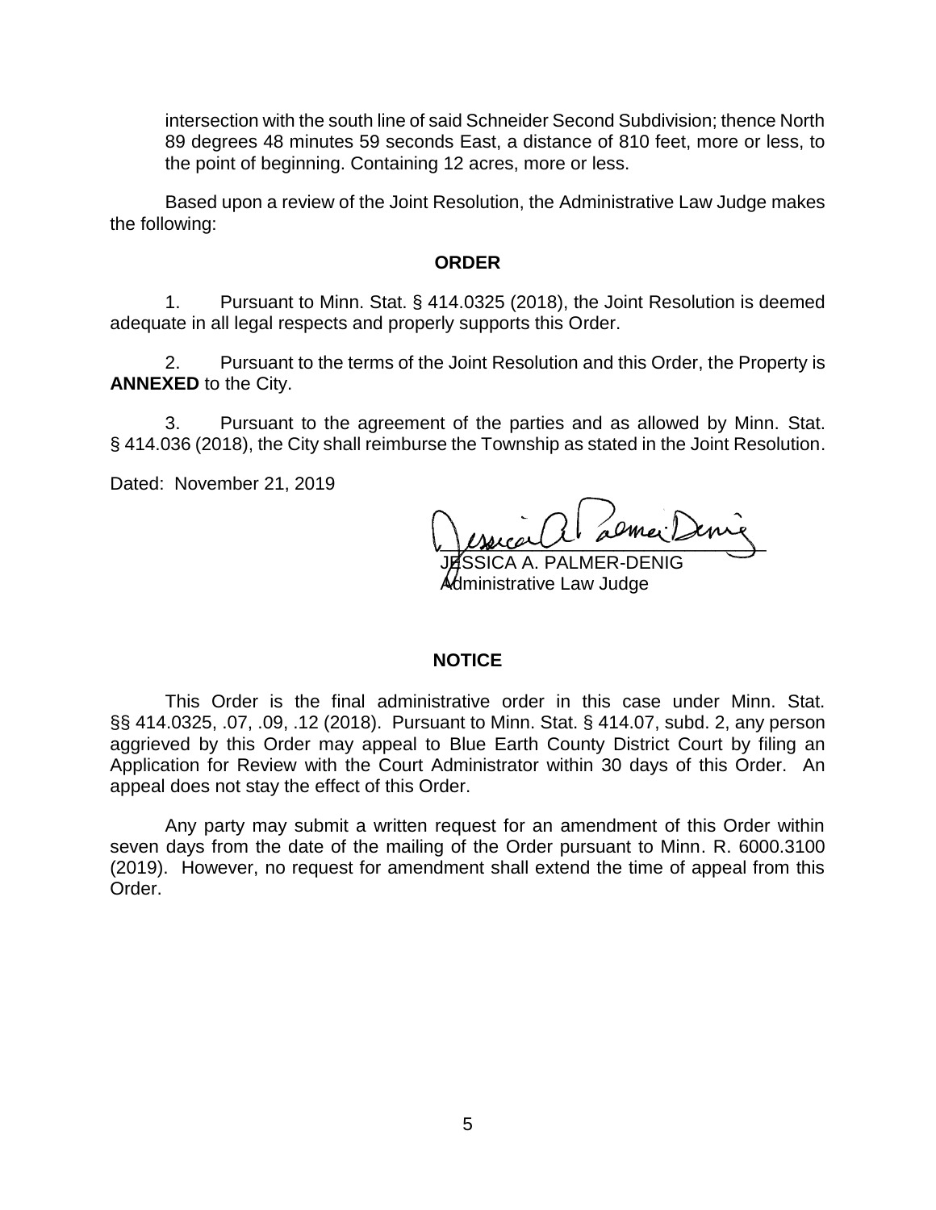intersection with the south line of said Schneider Second Subdivision; thence North 89 degrees 48 minutes 59 seconds East, a distance of 810 feet, more or less, to the point of beginning. Containing 12 acres, more or less.

Based upon a review of the Joint Resolution, the Administrative Law Judge makes the following:

## ORDER

1. Pursuant to Minn. Stat. § 414.0325 (2018), the Joint Resolution is deemed adequate in all legal respects and properly supports this Order.

2. Pursuant to the terms of the Joint Resolution and this Order, the Property is **ANNEXED** to the City.

3. Pursuant to the agreement of the parties and as allowed by Minn. Stat. § 414.036 (2018), the City shall reimburse the Township as stated in the Joint Resolution.

Dated: November 21, 2019

JESSICA A. PALMER-DENIG
Administrative Law Judge

## NOTICE

This Order is the final administrative order in this case under Minn. Stat. §§ 414.0325, .07, .09, .12 (2018). Pursuant to Minn. Stat. § 414.07, subd. 2, any person aggrieved by this Order may appeal to Blue Earth County District Court by filing an Application for Review with the Court Administrator within 30 days of this Order. An appeal does not stay the effect of this Order.

Any party may submit a written request for an amendment of this Order within seven days from the date of the mailing of the Order pursuant to Minn. R. 6000.3100 (2019). However, no request for amendment shall extend the time of appeal from this Order.